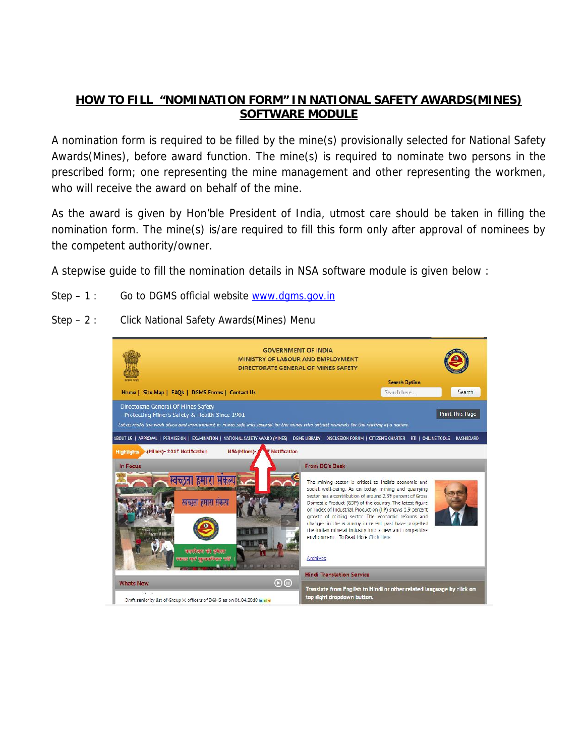# HOW TO FILL "NOMINATION FORM" IN NATIONAL SAFETY AWARDS(MINES) SOFTWARE MODULE

A nomination form is required to be filled by the mine(s) provisionally selected for National Safety Awards(Mines), before award function. The mine(s) is required to nominate two persons in the prescribed form; one representing the mine management and other representing the workmen, who will receive the award on behalf of the mine.

As the award is given by Hon'ble President of India, utmost care should be taken in filling the nomination form. The mine(s) is/are required to fill this form only after approval of nominees by the competent authority/owner.

A stepwise guide to fill the nomination details in NSA software module is given below :

Step – 1 : Go to DGMS official website [www.dgms.gov.in](http://www.dgms.gov.in)

Step – 2 : Click National Safety Awards(Mines) Menu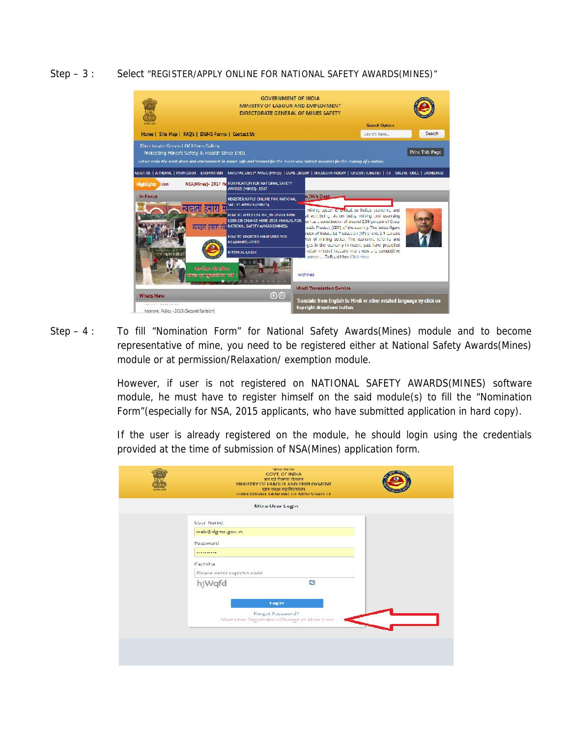Step – 3 : Select "REGISTER/APPLY ONLINE FOR NATIONAL SAFETY AWARDS(MINES)"

Step – 4 : To fill "Nomination Form" for National Safety Awards(Mines) module and to become representative of mine, you need to be registered either at National Safety Awards(Mines) module or at permission/Relaxation/ exemption module.

However, if user is not registered on NATIONAL SAFETY AWARDS(MINES) software module, he must have to register himself on the said module(s) to fill the "Nomination Form"(especially for NSA, 2015 applicants, who have submitted application in hard copy).

If the user is already registered on the module, he should login using the credentials provided at the time of submission of NSA(Mines) application form.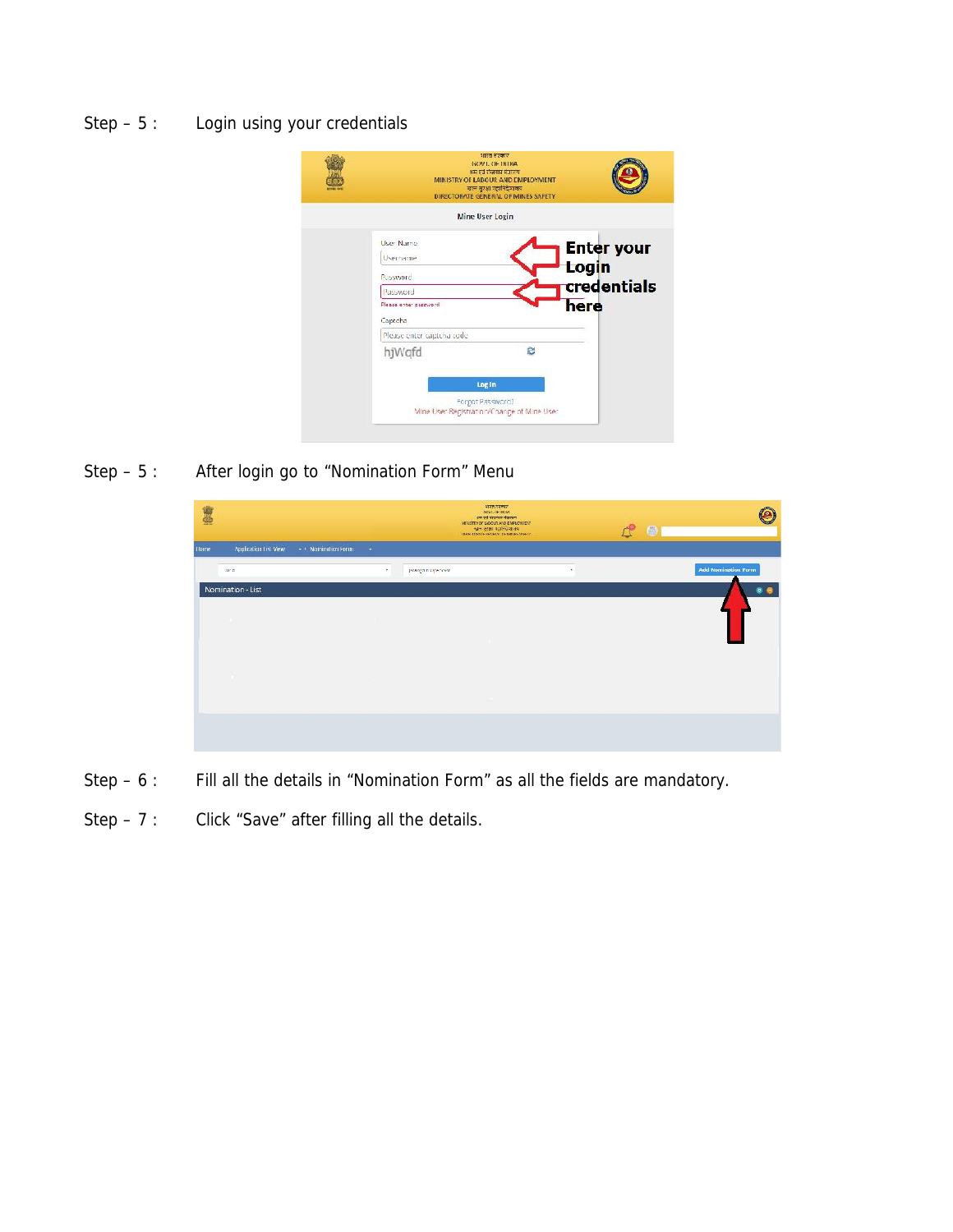Step – 5 : Login using your credentials

Step – 5 : After login go to “Nomination Form” Menu

Step – 6 : Fill all the details in “Nomination Form” as all the fields are mandatory.

Step – 7 : Click “Save” after filling all the details.